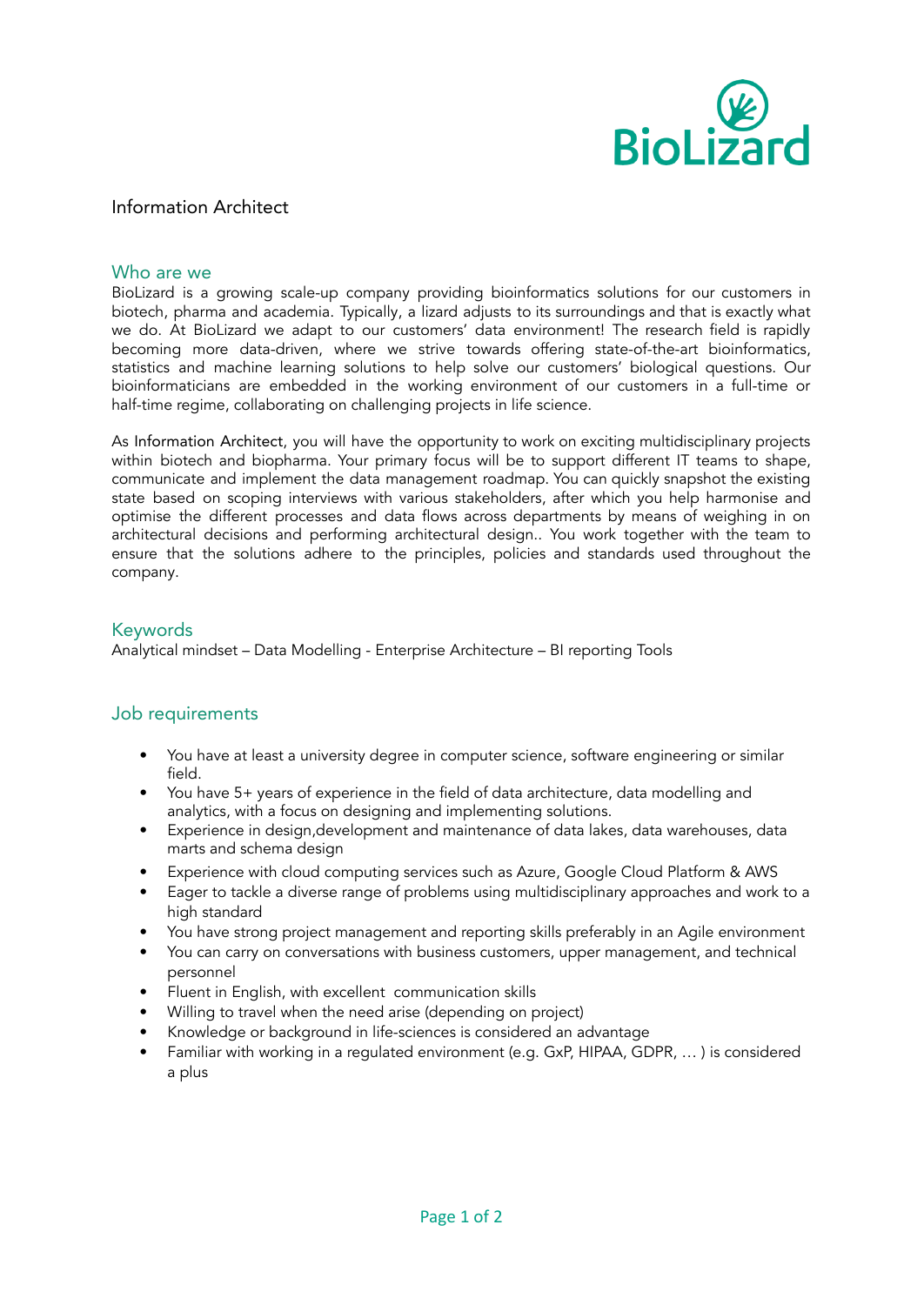BioLizard

# Information Architect

## Who are we

BioLizard is a growing scale-up company providing bioinformatics solutions for our customers in biotech, pharma and academia. Typically, a lizard adjusts to its surroundings and that is exactly what we do. At BioLizard we adapt to our customers' data environment! The research field is rapidly becoming more data-driven, where we strive towards offering state-of-the-art bioinformatics, statistics and machine learning solutions to help solve our customers' biological questions. Our bioinformaticians are embedded in the working environment of our customers in a full-time or half-time regime, collaborating on challenging projects in life science.

As Information Architect, you will have the opportunity to work on exciting multidisciplinary projects within biotech and biopharma. Your primary focus will be to support different IT teams to shape, communicate and implement the data management roadmap. You can quickly snapshot the existing state based on scoping interviews with various stakeholders, after which you help harmonise and optimise the different processes and data flows across departments by means of weighing in on architectural decisions and performing architectural design.. You work together with the team to ensure that the solutions adhere to the principles, policies and standards used throughout the company.

## Keywords

Analytical mindset – Data Modelling - Enterprise Architecture – BI reporting Tools

## Job requirements

- You have at least a university degree in computer science, software engineering or similar field.
- You have 5+ years of experience in the field of data architecture, data modelling and analytics, with a focus on designing and implementing solutions.
- Experience in design,development and maintenance of data lakes, data warehouses, data marts and schema design
- Experience with cloud computing services such as Azure, Google Cloud Platform & AWS
- Eager to tackle a diverse range of problems using multidisciplinary approaches and work to a high standard
- You have strong project management and reporting skills preferably in an Agile environment
- You can carry on conversations with business customers, upper management, and technical personnel
- Fluent in English, with excellent communication skills
- Willing to travel when the need arise (depending on project)
- Knowledge or background in life-sciences is considered an advantage
- Familiar with working in a regulated environment (e.g. GxP, HIPAA, GDPR, … ) is considered a plus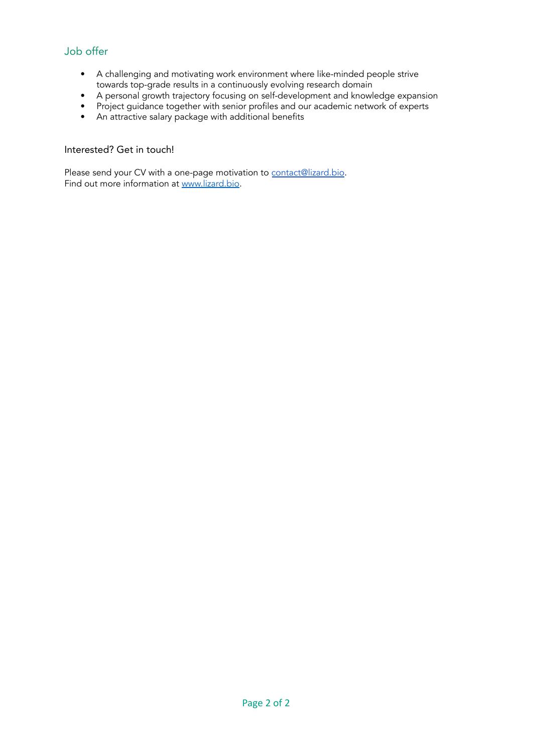## Job offer

- A challenging and motivating work environment where like-minded people strive towards top-grade results in a continuously evolving research domain
- A personal growth trajectory focusing on self-development and knowledge expansion
- Project guidance together with senior profiles and our academic network of experts
- An attractive salary package with additional benefits

Interested? Get in touch!

Please send your CV with a one-page motivation to [contact@lizard.bio](mailto:contact@lizard.bio).
Find out more information at [www.lizard.bio](http://www.lizard.bio).